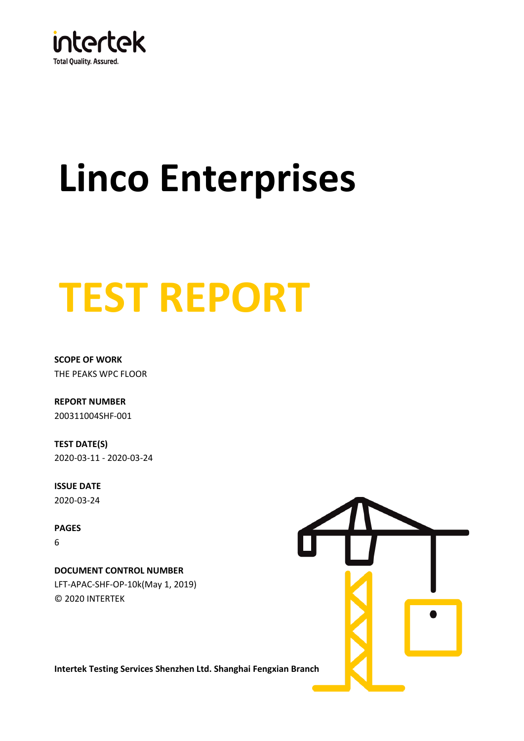intertek
Total Quality. Assured.

# Linco Enterprises

# TEST REPORT

**SCOPE OF WORK**
THE PEAKS WPC FLOOR

**REPORT NUMBER**
200311004SHF-001

**TEST DATE(S)**
2020-03-11 - 2020-03-24

**ISSUE DATE**
2020-03-24

**PAGES**
6

**DOCUMENT CONTROL NUMBER**
LFT-APAC-SHF-OP-10k(May 1, 2019)
© 2020 INTERTEK

**Intertek Testing Services Shenzhen Ltd. Shanghai Fengxian Branch**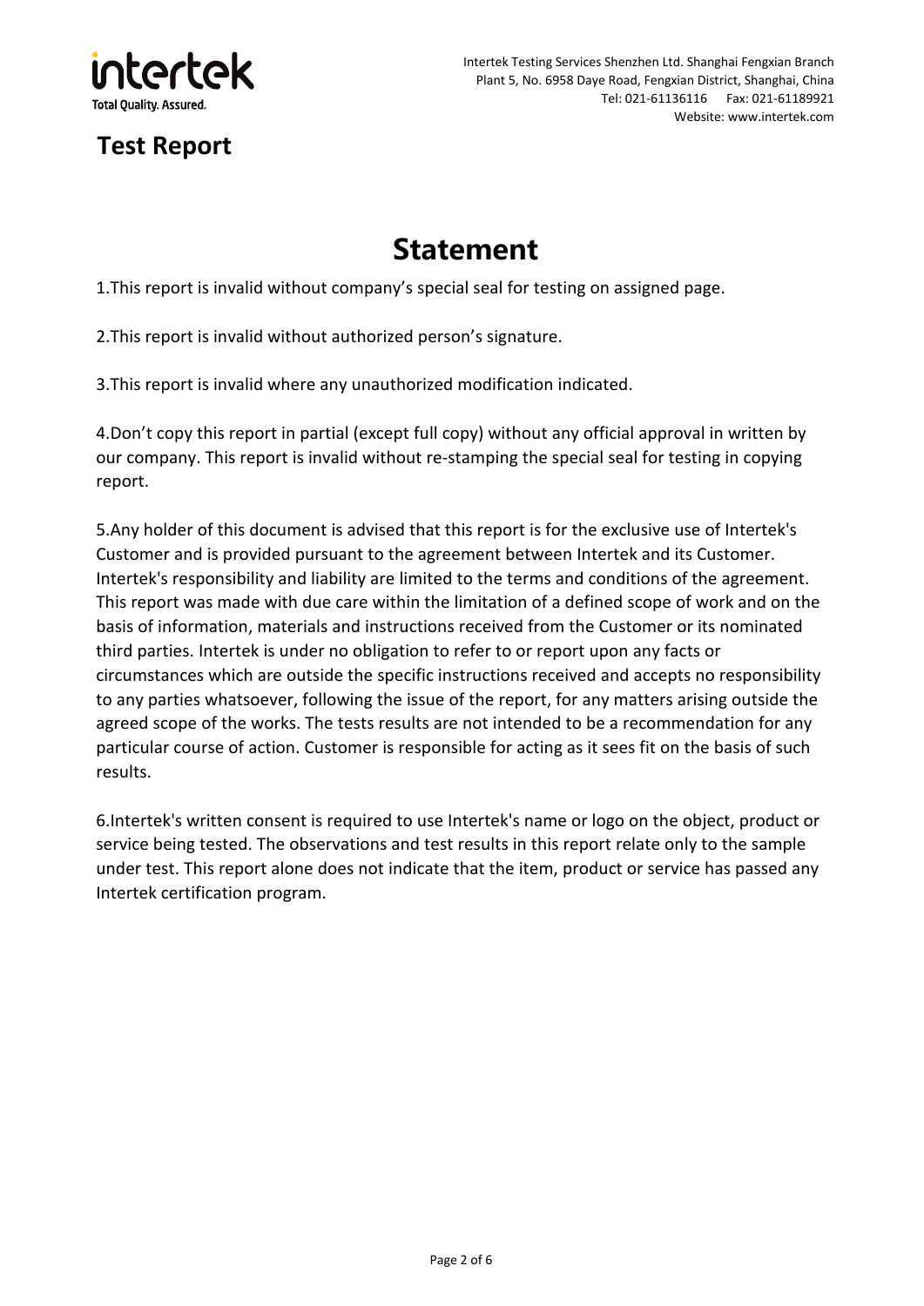# Test Report

## Statement

1.This report is invalid without company's special seal for testing on assigned page.

2.This report is invalid without authorized person's signature.

3.This report is invalid where any unauthorized modification indicated.

4.Don't copy this report in partial (except full copy) without any official approval in written by our company. This report is invalid without re-stamping the special seal for testing in copying report.

5.Any holder of this document is advised that this report is for the exclusive use of Intertek's Customer and is provided pursuant to the agreement between Intertek and its Customer. Intertek's responsibility and liability are limited to the terms and conditions of the agreement. This report was made with due care within the limitation of a defined scope of work and on the basis of information, materials and instructions received from the Customer or its nominated third parties. Intertek is under no obligation to refer to or report upon any facts or circumstances which are outside the specific instructions received and accepts no responsibility to any parties whatsoever, following the issue of the report, for any matters arising outside the agreed scope of the works. The tests results are not intended to be a recommendation for any particular course of action. Customer is responsible for acting as it sees fit on the basis of such results.

6.Intertek's written consent is required to use Intertek's name or logo on the object, product or service being tested. The observations and test results in this report relate only to the sample under test. This report alone does not indicate that the item, product or service has passed any Intertek certification program.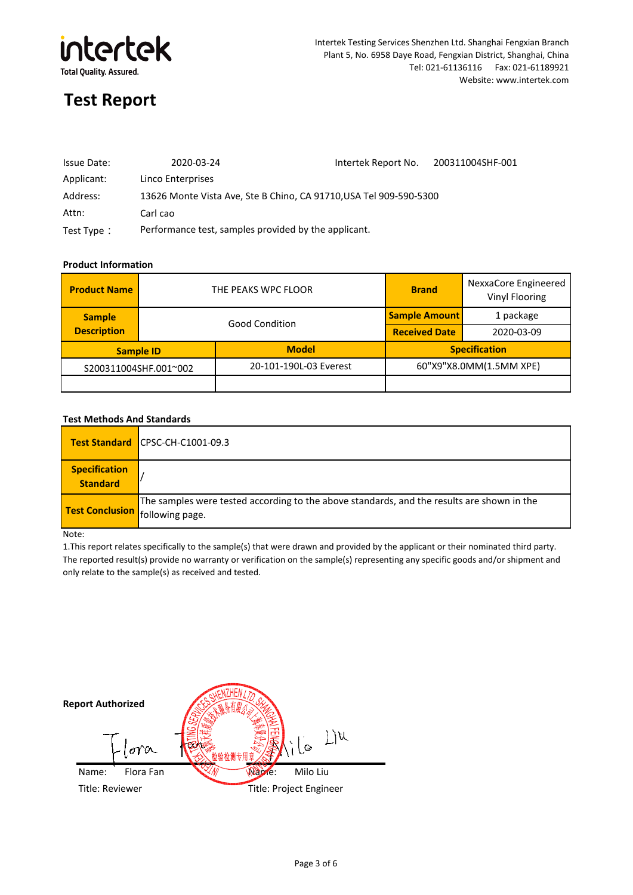# Test Report

Intertek Testing Services Shenzhen Ltd. Shanghai Fengxian Branch
Plant 5, No. 6958 Daye Road, Fengxian District, Shanghai, China
Tel: 021-61136116 Fax: 021-61189921
Website: www.intertek.com

| | | | |
|---|---|---|---|
| Issue Date: | 2020-03-24 | Intertek Report No. | 200311004SHF-001 |
| Applicant: | Linco Enterprises | | |
| Address: | 13626 Monte Vista Ave, Ste B Chino, CA 91710,USA Tel 909-590-5300 | | |
| Attn: | Carl cao | | |
| Test Type： | Performance test, samples provided by the applicant. | | |

**Product Information**

| **Product Name** | THE PEAKS WPC FLOOR | **Brand** | NexxaCore Engineered Vinyl Flooring |
|---|---|---|---|
| **Sample Description** | Good Condition | **Sample Amount** | 1 package |
| | | **Received Date** | 2020-03-09 |
| **Sample ID** | **Model** | **Specification** | |
| S200311004SHF.001~002 | 20-101-190L-03 Everest | 60"X9"X8.0MM(1.5MM XPE) | |
| | | | |

**Test Methods And Standards**

| | |
|---|---|
| **Test Standard** | CPSC-CH-C1001-09.3 |
| **Specification Standard** | / |
| **Test Conclusion** | The samples were tested according to the above standards, and the results are shown in the following page. |

Note:

1.This report relates specifically to the sample(s) that were drawn and provided by the applicant or their nominated third party. The reported result(s) provide no warranty or verification on the sample(s) representing any specific goods and/or shipment and only relate to the sample(s) as received and tested.

**Report Authorized**

| | |
|---|---|
| Name: Flora Fan | Name: Milo Liu |
| Title: Reviewer | Title: Project Engineer |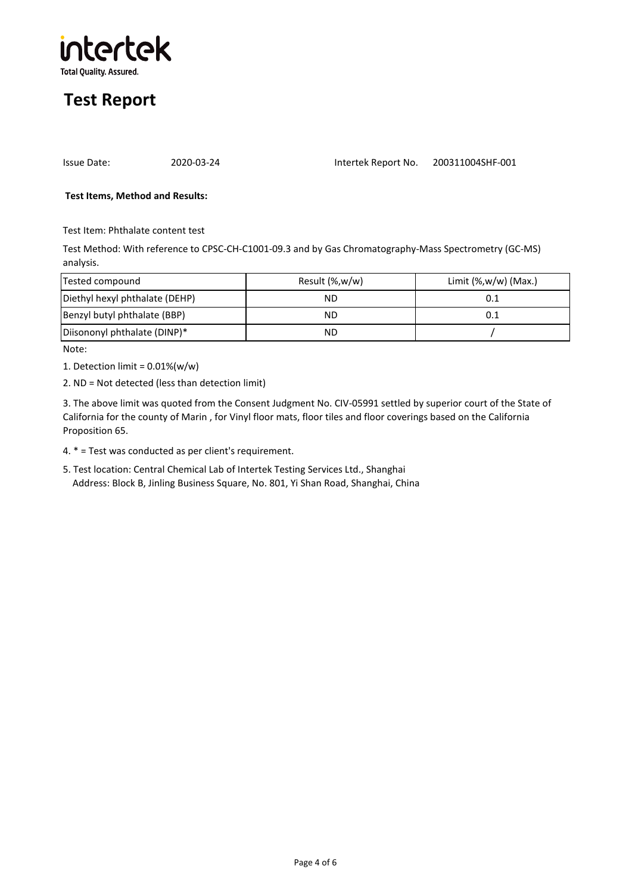intertek

Total Quality. Assured.

# Test Report

Issue Date: 2020-03-24 Intertek Report No. 200311004SHF-001

**Test Items, Method and Results:**

Test Item: Phthalate content test

Test Method: With reference to CPSC-CH-C1001-09.3 and by Gas Chromatography-Mass Spectrometry (GC-MS) analysis.

| Tested compound | Result (%,w/w) | Limit (%,w/w) (Max.) |
| --- | --- | --- |
| Diethyl hexyl phthalate (DEHP) | ND | 0.1 |
| Benzyl butyl phthalate (BBP) | ND | 0.1 |
| Diisononyl phthalate (DINP)* | ND | / |

Note:

1. Detection limit = 0.01%(w/w)
2. ND = Not detected (less than detection limit)
3. The above limit was quoted from the Consent Judgment No. CIV-05991 settled by superior court of the State of California for the county of Marin , for Vinyl floor mats, floor tiles and floor coverings based on the California Proposition 65.
4. * = Test was conducted as per client's requirement.
5. Test location: Central Chemical Lab of Intertek Testing Services Ltd., Shanghai
   Address: Block B, Jinling Business Square, No. 801, Yi Shan Road, Shanghai, China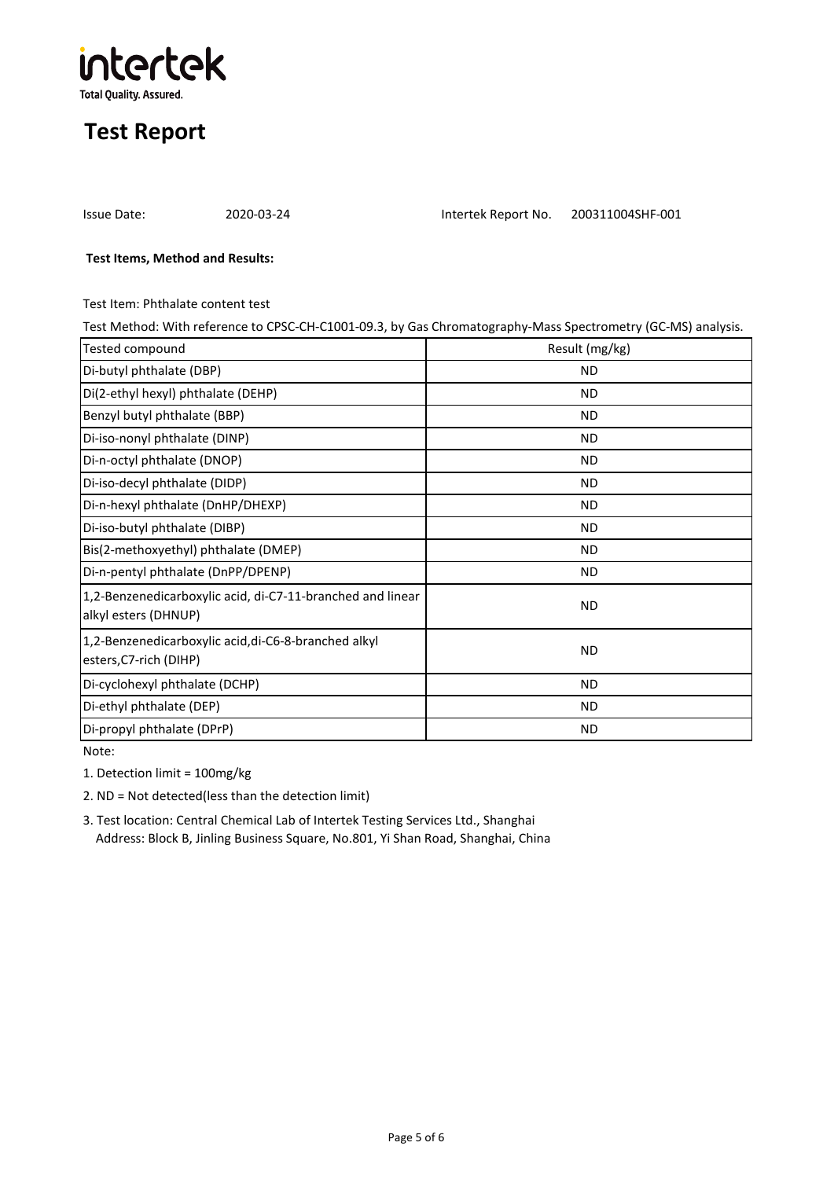intertek

Total Quality. Assured.

# Test Report

Issue Date: 2020-03-24 Intertek Report No. 200311004SHF-001

**Test Items, Method and Results:**

Test Item: Phthalate content test

Test Method: With reference to CPSC-CH-C1001-09.3, by Gas Chromatography-Mass Spectrometry (GC-MS) analysis.

| Tested compound | Result (mg/kg) |
| --- | --- |
| Di-butyl phthalate (DBP) | ND |
| Di(2-ethyl hexyl) phthalate (DEHP) | ND |
| Benzyl butyl phthalate (BBP) | ND |
| Di-iso-nonyl phthalate (DINP) | ND |
| Di-n-octyl phthalate (DNOP) | ND |
| Di-iso-decyl phthalate (DIDP) | ND |
| Di-n-hexyl phthalate (DnHP/DHEXP) | ND |
| Di-iso-butyl phthalate (DIBP) | ND |
| Bis(2-methoxyethyl) phthalate (DMEP) | ND |
| Di-n-pentyl phthalate (DnPP/DPENP) | ND |
| 1,2-Benzenedicarboxylic acid, di-C7-11-branched and linear alkyl esters (DHNUP) | ND |
| 1,2-Benzenedicarboxylic acid,di-C6-8-branched alkyl esters,C7-rich (DIHP) | ND |
| Di-cyclohexyl phthalate (DCHP) | ND |
| Di-ethyl phthalate (DEP) | ND |
| Di-propyl phthalate (DPrP) | ND |

Note:

1. Detection limit = 100mg/kg
2. ND = Not detected(less than the detection limit)
3. Test location: Central Chemical Lab of Intertek Testing Services Ltd., Shanghai
   Address: Block B, Jinling Business Square, No.801, Yi Shan Road, Shanghai, China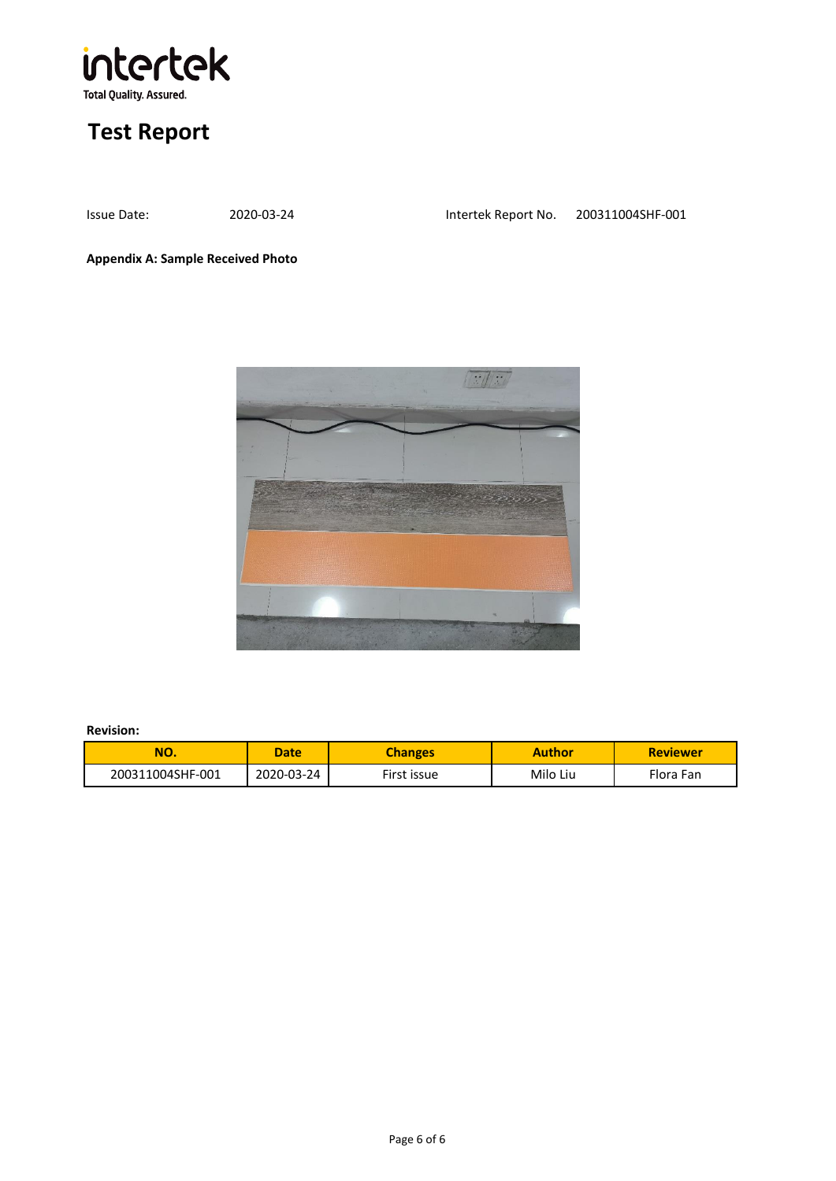intertek
Total Quality. Assured.

# Test Report

Issue Date: 2020-03-24 Intertek Report No. 200311004SHF-001

**Appendix A: Sample Received Photo**

**Revision:**

| NO. | Date | Changes | Author | Reviewer |
|---|---|---|---|---|
| 200311004SHF-001 | 2020-03-24 | First issue | Milo Liu | Flora Fan |